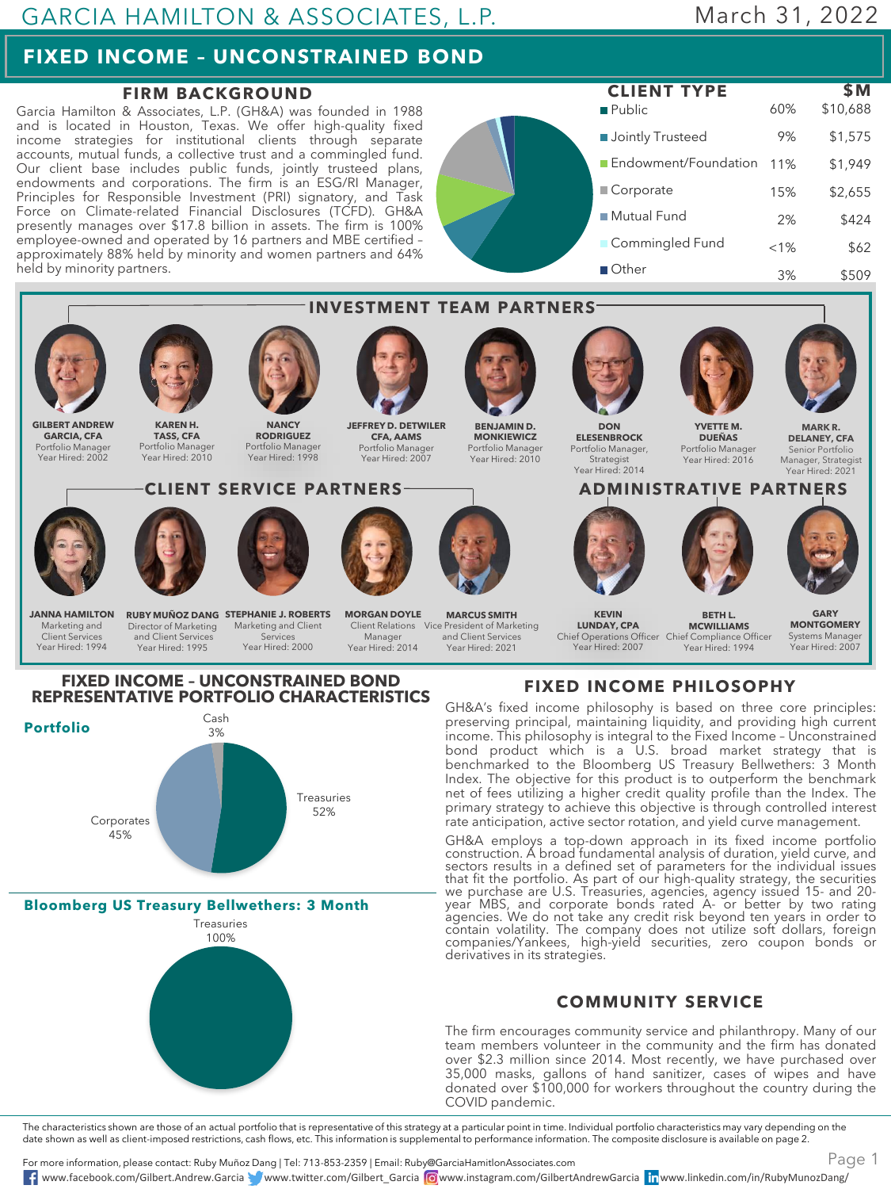GARCIA HAMILTON & ASSOCIATES, L.P.

March 31, 2022

# FIXED INCOME – UNCONSTRAINED BOND

## FIRM BACKGROUND

Garcia Hamilton & Associates, L.P. (GH&A) was founded in 1988 and is located in Houston, Texas. We offer high-quality fixed income strategies for institutional clients through separate accounts, mutual funds, a collective trust and a commingled fund. Our client base includes public funds, jointly trusteed plans, endowments and corporations. The firm is an ESG/RI Manager, Principles for Responsible Investment (PRI) signatory, and Task Force on Climate-related Financial Disclosures (TCFD). GH&A presently manages over $17.8 billion in assets. The firm is 100% employee-owned and operated by 16 partners and MBE certified – approximately 88% held by minority and women partners and 64% held by minority partners.

## CLIENT TYPE

| Client Type | % | $M |
|---|---|---|
| Public | 60% | $10,688 |
| Jointly Trusteed | 9% | $1,575 |
| Endowment/Foundation | 11% | $1,949 |
| Corporate | 15% | $2,655 |
| Mutual Fund | 2% | $424 |
| Commingled Fund | <1% | $62 |
| Other | 3% | $509 |

## INVESTMENT TEAM PARTNERS

- **GILBERT ANDREW GARCIA, CFA** – Portfolio Manager – Year Hired: 2002
- **KAREN H. TASS, CFA** – Portfolio Manager – Year Hired: 2010
- **NANCY RODRIGUEZ** – Portfolio Manager – Year Hired: 1998
- **JEFFREY D. DETWILER CFA, AAMS** – Portfolio Manager – Year Hired: 2007
- **BENJAMIN D. MONKIEWICZ** – Portfolio Manager – Year Hired: 2010
- **DON ELESENBROCK** – Portfolio Manager, Strategist – Year Hired: 2014
- **YVETTE M. DUEÑAS** – Portfolio Manager – Year Hired: 2016
- **MARK R. DELANEY, CFA** – Senior Portfolio Manager, Strategist – Year Hired: 2021

## CLIENT SERVICE PARTNERS

- **JANNA HAMILTON** – Marketing and Client Services – Year Hired: 1994
- **RUBY MUÑOZ DANG** – Director of Marketing and Client Services – Year Hired: 1995
- **STEPHANIE J. ROBERTS** – Marketing and Client Services – Year Hired: 2000
- **MORGAN DOYLE** – Client Relations Manager – Year Hired: 2014
- **MARCUS SMITH** – Vice President of Marketing and Client Services – Year Hired: 2021

## ADMINISTRATIVE PARTNERS

- **KEVIN LUNDAY, CPA** – Chief Operations Officer – Year Hired: 2007
- **BETH L. MCWILLIAMS** – Chief Compliance Officer – Year Hired: 1994
- **GARY MONTGOMERY** – Systems Manager – Year Hired: 2007

## FIXED INCOME – UNCONSTRAINED BOND REPRESENTATIVE PORTFOLIO CHARACTERISTICS

### Portfolio

| Sector | % |
|---|---|
| Treasuries | 52% |
| Corporates | 45% |
| Cash | 3% |

### Bloomberg US Treasury Bellwethers: 3 Month

| Sector | % |
|---|---|
| Treasuries | 100% |

## FIXED INCOME PHILOSOPHY

GH&A's fixed income philosophy is based on three core principles: preserving principal, maintaining liquidity, and providing high current income. This philosophy is integral to the Fixed Income – Unconstrained bond product which is a U.S. broad market strategy that is benchmarked to the Bloomberg US Treasury Bellwethers: 3 Month Index. The objective for this product is to outperform the benchmark net of fees utilizing a higher credit quality profile than the Index. The primary strategy to achieve this objective is through controlled interest rate anticipation, active sector rotation, and yield curve management.

GH&A employs a top-down approach in its fixed income portfolio construction. A broad fundamental analysis of duration, yield curve, and sectors results in a defined set of parameters for the individual issues that fit the portfolio. As part of our high-quality strategy, the securities we purchase are U.S. Treasuries, agencies, agency issued 15- and 20-year MBS, and corporate bonds rated A- or better by two rating agencies. We do not take any credit risk beyond ten years in order to contain volatility. The company does not utilize soft dollars, foreign companies/Yankees, high-yield securities, zero coupon bonds or derivatives in its strategies.

## COMMUNITY SERVICE

The firm encourages community service and philanthropy. Many of our team members volunteer in the community and the firm has donated over $2.3 million since 2014. Most recently, we have purchased over 35,000 masks, gallons of hand sanitizer, cases of wipes and have donated over $100,000 for workers throughout the country during the COVID pandemic.

The characteristics shown are those of an actual portfolio that is representative of this strategy at a particular point in time. Individual portfolio characteristics may vary depending on the date shown as well as client-imposed restrictions, cash flows, etc. This information is supplemental to performance information. The composite disclosure is available on page 2.

For more information, please contact: Ruby Muñoz Dang | Tel: 713-853-2359 | Email: Ruby@GarciaHamiltonAssociates.com

www.facebook.com/Gilbert.Andrew.Garcia | www.twitter.com/Gilbert_Garcia | www.instagram.com/GilbertAndrewGarcia | www.linkedin.com/in/RubyMunozDang/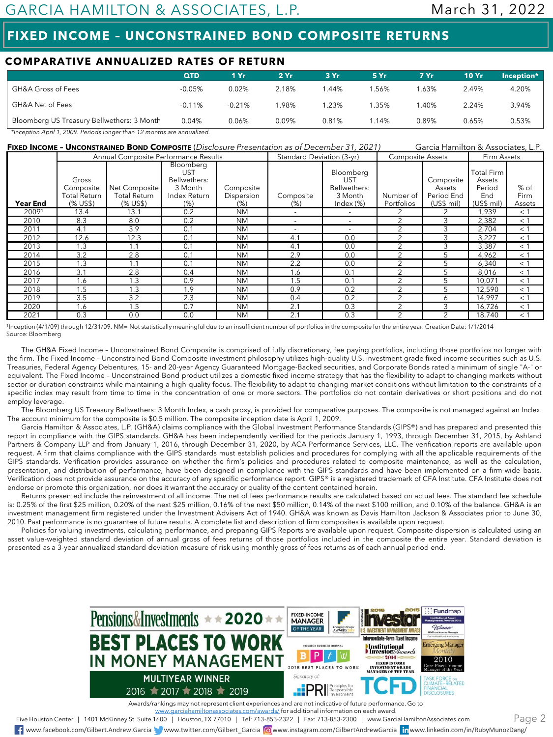GARCIA HAMILTON & ASSOCIATES, L.P. March 31, 2022

# FIXED INCOME – UNCONSTRAINED BOND COMPOSITE RETURNS

## COMPARATIVE ANNUALIZED RATES OF RETURN

| | QTD | 1 Yr | 2 Yr | 3 Yr | 5 Yr | 7 Yr | 10 Yr | Inception* |
|---|---|---|---|---|---|---|---|---|
| GH&A Gross of Fees | -0.05% | 0.02% | 2.18% | 1.44% | 1.56% | 1.63% | 2.49% | 4.20% |
| GH&A Net of Fees | -0.11% | -0.21% | 1.98% | 1.23% | 1.35% | 1.40% | 2.24% | 3.94% |
| Bloomberg US Treasury Bellwethers: 3 Month | 0.04% | 0.06% | 0.09% | 0.81% | 1.14% | 0.89% | 0.65% | 0.53% |

*Inception April 1, 2009. Periods longer than 12 months are annualized.*

**Fixed Income – Unconstrained Bond Composite** (*Disclosure Presentation as of December 31, 2021*) Garcia Hamilton & Associates, L.P.

| | Annual Composite Performance Results | | | | Standard Deviation (3-yr) | | Composite Assets | | Firm Assets | |
|---|---|---|---|---|---|---|---|---|---|---|
| Year End | Gross Composite Total Return (% US$) | Net Composite Total Return (% US$) | Bloomberg UST Bellwethers: 3 Month Index Return (%) | Composite Dispersion (%) | Composite (%) | Bloomberg UST Bellwethers: 3 Month Index (%) | Number of Portfolios | Composite Assets Period End (US$ mil) | Total Firm Assets Period End (US$ mil) | % of Firm Assets |
| 2009[1] | 13.4 | 13.1 | 0.2 | NM | - | - | 2 | 2 | 1,939 | < 1 |
| 2010 | 8.3 | 8.0 | 0.2 | NM | - | - | 2 | 3 | 2,382 | < 1 |
| 2011 | 4.1 | 3.9 | 0.1 | NM | - | - | 2 | 3 | 2,704 | < 1 |
| 2012 | 12.6 | 12.3 | 0.1 | NM | 4.1 | 0.0 | 2 | 3 | 3,227 | < 1 |
| 2013 | 1.3 | 1.1 | 0.1 | NM | 4.1 | 0.0 | 2 | 3 | 3,387 | < 1 |
| 2014 | 3.2 | 2.8 | 0.1 | NM | 2.9 | 0.0 | 2 | 5 | 4,962 | < 1 |
| 2015 | 1.3 | 1.1 | 0.1 | NM | 2.2 | 0.0 | 2 | 5 | 6,340 | < 1 |
| 2016 | 3.1 | 2.8 | 0.4 | NM | 1.6 | 0.1 | 2 | 5 | 8,016 | < 1 |
| 2017 | 1.6 | 1.3 | 0.9 | NM | 1.5 | 0.1 | 2 | 5 | 10,071 | < 1 |
| 2018 | 1.5 | 1.3 | 1.9 | NM | 0.9 | 0.2 | 2 | 5 | 12,590 | < 1 |
| 2019 | 3.5 | 3.2 | 2.3 | NM | 0.4 | 0.2 | 2 | 6 | 14,997 | < 1 |
| 2020 | 1.6 | 1.5 | 0.7 | NM | 2.1 | 0.3 | 2 | 3 | 16,726 | < 1 |
| 2021 | 0.3 | 0.0 | 0.0 | NM | 2.1 | 0.3 | 2 | 2 | 18,740 | < 1 |

[1]Inception (4/1/09) through 12/31/09. NM= Not statistically meaningful due to an insufficient number of portfolios in the composite for the entire year. Creation Date: 1/1/2014
Source: Bloomberg

The GH&A Fixed Income – Unconstrained Bond Composite is comprised of fully discretionary, fee paying portfolios, including those portfolios no longer with the firm. The Fixed Income – Unconstrained Bond Composite investment philosophy utilizes high-quality U.S. investment grade fixed income securities such as U.S. Treasuries, Federal Agency Debentures, 15- and 20-year Agency Guaranteed Mortgage-Backed securities, and Corporate Bonds rated a minimum of single "A-" or equivalent. The Fixed Income – Unconstrained Bond product utilizes a domestic fixed income strategy that has the flexibility to adapt to changing markets without sector or duration constraints while maintaining a high-quality focus. The flexibility to adapt to changing market conditions without limitation to the constraints of a specific index may result from time to time in the concentration of one or more sectors. The portfolios do not contain derivatives or short positions and do not employ leverage.

The Bloomberg US Treasury Bellwethers: 3 Month Index, a cash proxy, is provided for comparative purposes. The composite is not managed against an Index. The account minimum for the composite is $0.5 million. The composite inception date is April 1, 2009.

Garcia Hamilton & Associates, L.P. (GH&A) claims compliance with the Global Investment Performance Standards (GIPS®) and has prepared and presented this report in compliance with the GIPS standards. GH&A has been independently verified for the periods January 1, 1993, through December 31, 2015, by Ashland Partners & Company LLP and from January 1, 2016, through December 31, 2020, by ACA Performance Services, LLC. The verification reports are available upon request. A firm that claims compliance with the GIPS standards must establish policies and procedures for complying with all the applicable requirements of the GIPS standards. Verification provides assurance on whether the firm's policies and procedures related to composite maintenance, as well as the calculation, presentation, and distribution of performance, have been designed in compliance with the GIPS standards and have been implemented on a firm-wide basis. Verification does not provide assurance on the accuracy of any specific performance report. GIPS® is a registered trademark of CFA Institute. CFA Institute does not endorse or promote this organization, nor does it warrant the accuracy or quality of the content contained herein.

Returns presented include the reinvestment of all income. The net of fees performance results are calculated based on actual fees. The standard fee schedule is: 0.25% of the first $25 million, 0.20% of the next $25 million, 0.16% of the next $50 million, 0.14% of the next $100 million, and 0.10% of the balance. GH&A is an investment management firm registered under the Investment Advisers Act of 1940. GH&A was known as Davis Hamilton Jackson & Associates prior to June 30, 2010. Past performance is no guarantee of future results. A complete list and description of firm composites is available upon request.

Policies for valuing investments, calculating performance, and preparing GIPS Reports are available upon request. Composite dispersion is calculated using an asset value-weighted standard deviation of annual gross of fees returns of those portfolios included in the composite the entire year. Standard deviation is presented as a 3-year annualized standard deviation measure of risk using monthly gross of fees returns as of each annual period end.

Awards/rankings may not represent client experiences and are not indicative of future performance. Go to www.garciahamiltonassociates.com/awards/ for additional information on each award.

Five Houston Center | 1401 McKinney St. Suite 1600 | Houston, TX 77010 | Tel: 713-853-2322 | Fax: 713-853-2300 | www.GarciaHamiltonAssociates.com

www.facebook.com/Gilbert.Andrew.Garcia www.twitter.com/Gilbert_Garcia www.instagram.com/GilbertAndrewGarcia www.linkedin.com/in/RubyMunozDang/